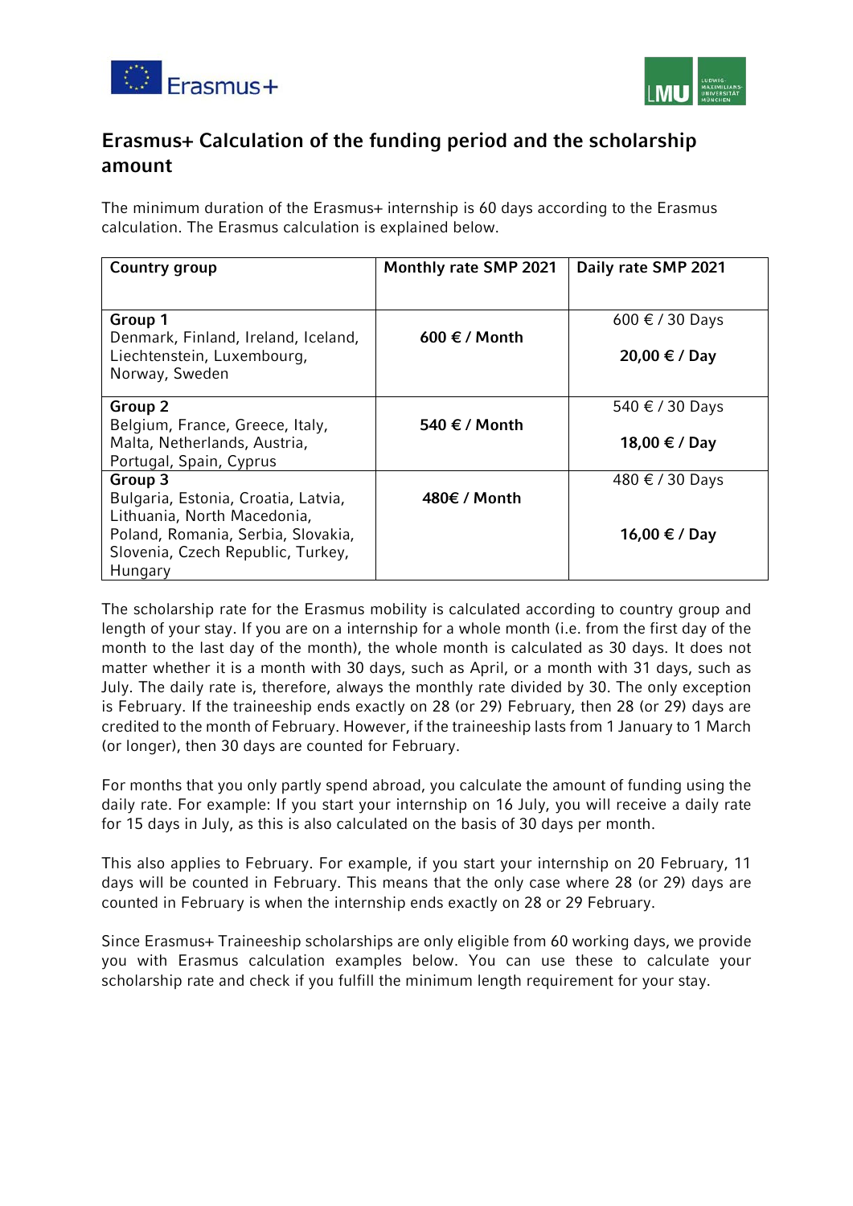## Erasmus+ Calculation of the funding period and the scholarship amount

The minimum duration of the Erasmus+ internship is 60 days according to the Erasmus calculation. The Erasmus calculation is explained below.

| Country group | Monthly rate SMP 2021 | Daily rate SMP 2021 |
|---|---|---|
| **Group 1**<br>Denmark, Finland, Ireland, Iceland, Liechtenstein, Luxembourg, Norway, Sweden | **600 € / Month** | 600 € / 30 Days<br>**20,00 € / Day** |
| **Group 2**<br>Belgium, France, Greece, Italy, Malta, Netherlands, Austria, Portugal, Spain, Cyprus | **540 € / Month** | 540 € / 30 Days<br>**18,00 € / Day** |
| **Group 3**<br>Bulgaria, Estonia, Croatia, Latvia, Lithuania, North Macedonia, Poland, Romania, Serbia, Slovakia, Slovenia, Czech Republic, Turkey, Hungary | **480€ / Month** | 480 € / 30 Days<br>**16,00 € / Day** |

The scholarship rate for the Erasmus mobility is calculated according to country group and length of your stay. If you are on a internship for a whole month (i.e. from the first day of the month to the last day of the month), the whole month is calculated as 30 days. It does not matter whether it is a month with 30 days, such as April, or a month with 31 days, such as July. The daily rate is, therefore, always the monthly rate divided by 30. The only exception is February. If the traineeship ends exactly on 28 (or 29) February, then 28 (or 29) days are credited to the month of February. However, if the traineeship lasts from 1 January to 1 March (or longer), then 30 days are counted for February.

For months that you only partly spend abroad, you calculate the amount of funding using the daily rate. For example: If you start your internship on 16 July, you will receive a daily rate for 15 days in July, as this is also calculated on the basis of 30 days per month.

This also applies to February. For example, if you start your internship on 20 February, 11 days will be counted in February. This means that the only case where 28 (or 29) days are counted in February is when the internship ends exactly on 28 or 29 February.

Since Erasmus+ Traineeship scholarships are only eligible from 60 working days, we provide you with Erasmus calculation examples below. You can use these to calculate your scholarship rate and check if you fulfill the minimum length requirement for your stay.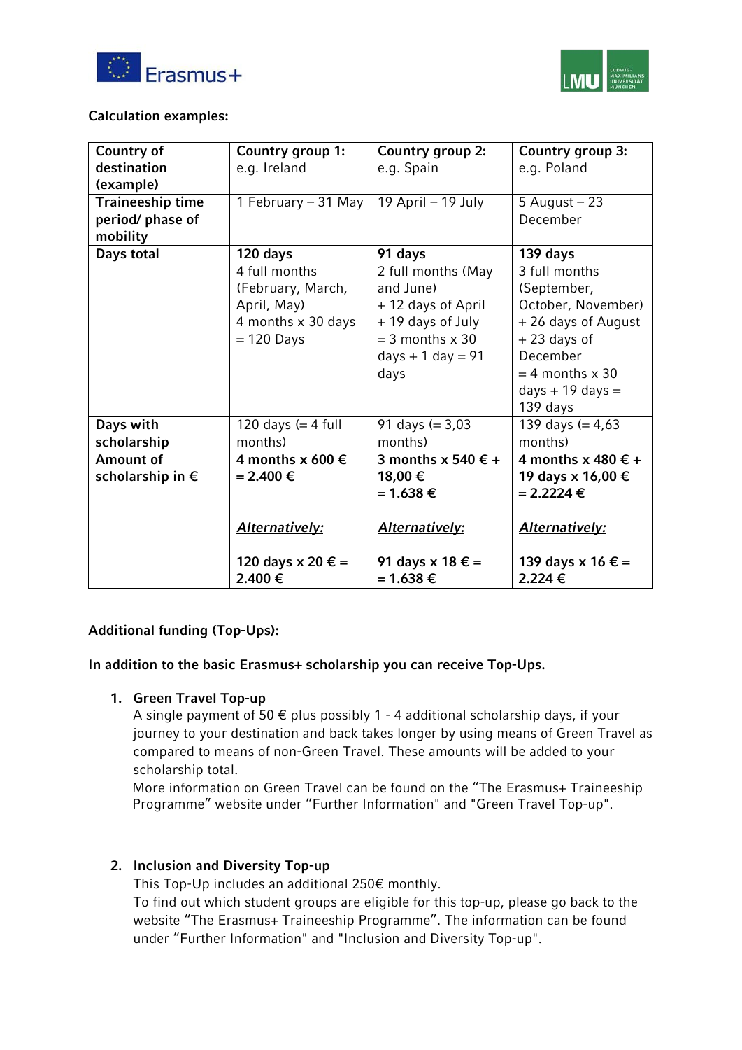**Calculation examples:**

| Country of destination (example) | Country group 1: e.g. Ireland | Country group 2: e.g. Spain | Country group 3: e.g. Poland |
|---|---|---|---|
| **Traineeship time period/ phase of mobility** | 1 February – 31 May | 19 April – 19 July | 5 August – 23 December |
| **Days total** | **120 days** 4 full months (February, March, April, May) 4 months x 30 days = 120 Days | **91 days** 2 full months (May and June) + 12 days of April + 19 days of July = 3 months x 30 days + 1 day = 91 days | **139 days** 3 full months (September, October, November) + 26 days of August + 23 days of December = 4 months x 30 days + 19 days = 139 days |
| **Days with scholarship** | 120 days (= 4 full months) | 91 days (= 3,03 months) | 139 days (= 4,63 months) |
| **Amount of scholarship in €** | **4 months x 600 € = 2.400 €** ***<u>Alternatively:</u>*** **120 days x 20 € = 2.400 €** | **3 months x 540 € + 18,00 € = 1.638 €** ***<u>Alternatively:</u>*** **91 days x 18 € = = 1.638 €** | **4 months x 480 € + 19 days x 16,00 € = 2.2224 €** ***<u>Alternatively:</u>*** **139 days x 16 € = 2.224 €** |

**Additional funding (Top-Ups):**

**In addition to the basic Erasmus+ scholarship you can receive Top-Ups.**

1. **Green Travel Top-up**
   A single payment of 50 € plus possibly 1 - 4 additional scholarship days, if your journey to your destination and back takes longer by using means of Green Travel as compared to means of non-Green Travel. These amounts will be added to your scholarship total.
   More information on Green Travel can be found on the "The Erasmus+ Traineeship Programme" website under "Further Information" and "Green Travel Top-up".

2. **Inclusion and Diversity Top-up**
   This Top-Up includes an additional 250€ monthly.
   To find out which student groups are eligible for this top-up, please go back to the website "The Erasmus+ Traineeship Programme". The information can be found under "Further Information" and "Inclusion and Diversity Top-up".